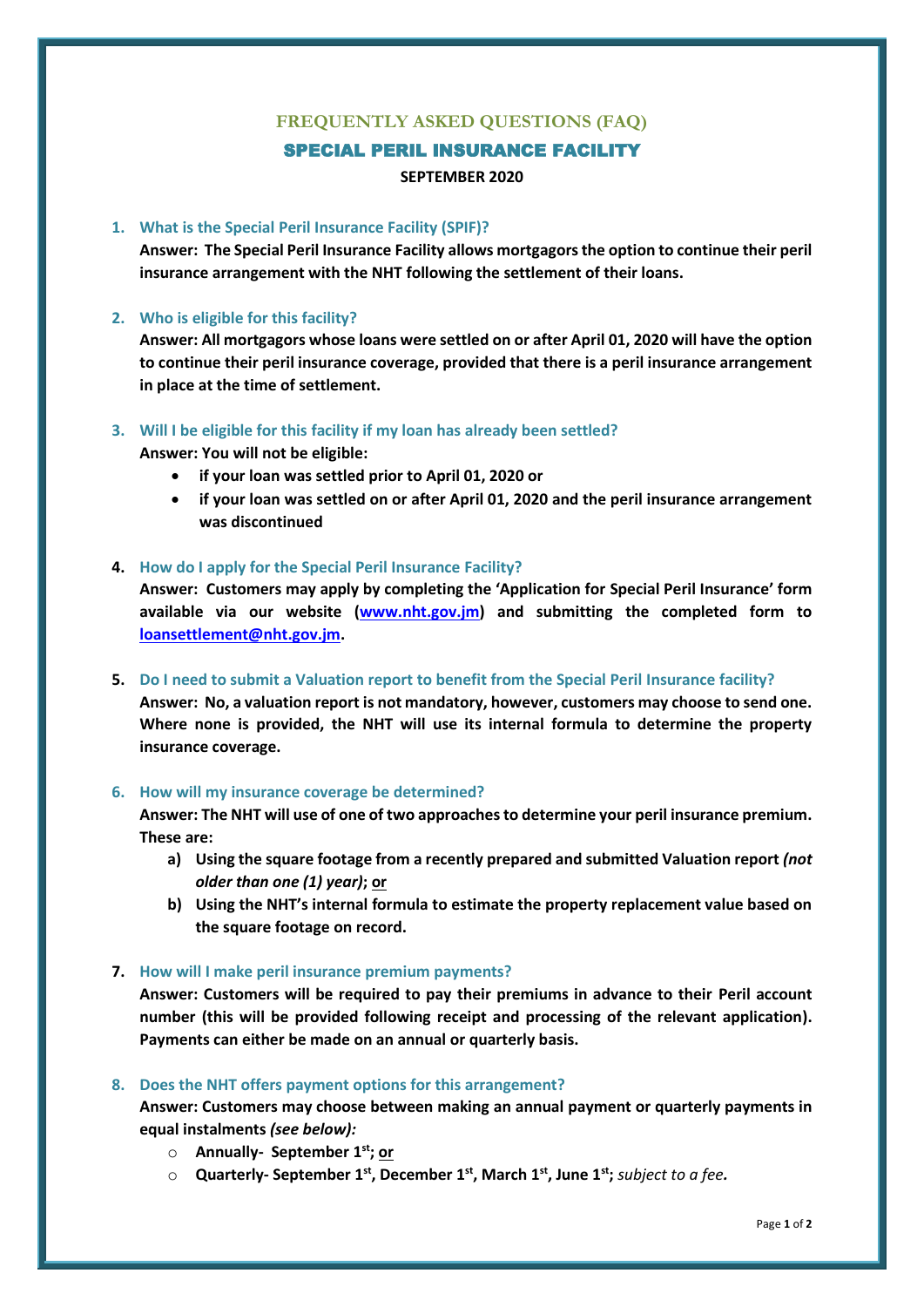# FREQUENTLY ASKED QUESTIONS (FAQ)

## SPECIAL PERIL INSURANCE FACILITY

**SEPTEMBER 2020**

1. **What is the Special Peril Insurance Facility (SPIF)?**

   **Answer: The Special Peril Insurance Facility allows mortgagors the option to continue their peril insurance arrangement with the NHT following the settlement of their loans.**

2. **Who is eligible for this facility?**

   **Answer: All mortgagors whose loans were settled on or after April 01, 2020 will have the option to continue their peril insurance coverage, provided that there is a peril insurance arrangement in place at the time of settlement.**

3. **Will I be eligible for this facility if my loan has already been settled?**

   **Answer: You will not be eligible:**

   - **if your loan was settled prior to April 01, 2020 or**
   - **if your loan was settled on or after April 01, 2020 and the peril insurance arrangement was discontinued**

4. **How do I apply for the Special Peril Insurance Facility?**

   **Answer: Customers may apply by completing the 'Application for Special Peril Insurance' form available via our website ([www.nht.gov.jm](http://www.nht.gov.jm)) and submitting the completed form to [loansettlement@nht.gov.jm](mailto:loansettlement@nht.gov.jm).**

5. **Do I need to submit a Valuation report to benefit from the Special Peril Insurance facility?**

   **Answer: No, a valuation report is not mandatory, however, customers may choose to send one. Where none is provided, the NHT will use its internal formula to determine the property insurance coverage.**

6. **How will my insurance coverage be determined?**

   **Answer: The NHT will use of one of two approaches to determine your peril insurance premium. These are:**

   a) **Using the square footage from a recently prepared and submitted Valuation report *(not older than one (1) year)*; or**
   b) **Using the NHT's internal formula to estimate the property replacement value based on the square footage on record.**

7. **How will I make peril insurance premium payments?**

   **Answer: Customers will be required to pay their premiums in advance to their Peril account number (this will be provided following receipt and processing of the relevant application). Payments can either be made on an annual or quarterly basis.**

8. **Does the NHT offers payment options for this arrangement?**

   **Answer: Customers may choose between making an annual payment or quarterly payments in equal instalments *(see below)*:**

   - **Annually- September 1st; or**
   - **Quarterly- September 1st, December 1st, March 1st, June 1st;** *subject to a fee.*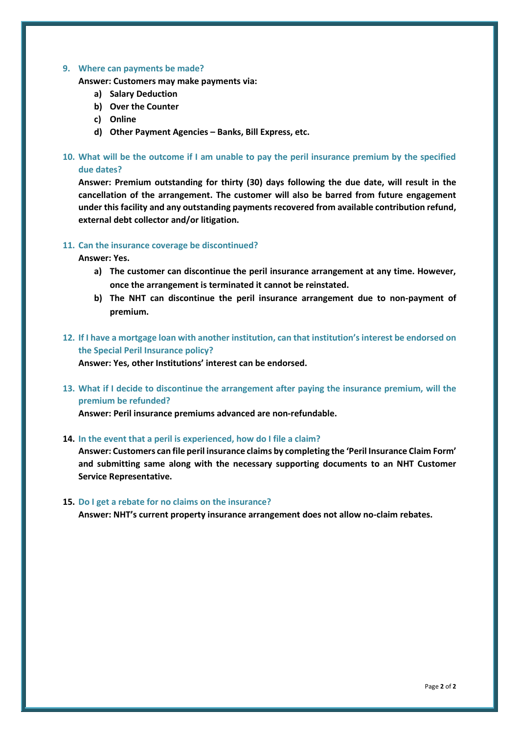9. **Where can payments be made?**

   **Answer: Customers may make payments via:**

   a) **Salary Deduction**
   b) **Over the Counter**
   c) **Online**
   d) **Other Payment Agencies – Banks, Bill Express, etc.**

10. **What will be the outcome if I am unable to pay the peril insurance premium by the specified due dates?**

    **Answer: Premium outstanding for thirty (30) days following the due date, will result in the cancellation of the arrangement. The customer will also be barred from future engagement under this facility and any outstanding payments recovered from available contribution refund, external debt collector and/or litigation.**

11. **Can the insurance coverage be discontinued?**

    **Answer: Yes.**

    a) **The customer can discontinue the peril insurance arrangement at any time. However, once the arrangement is terminated it cannot be reinstated.**
    b) **The NHT can discontinue the peril insurance arrangement due to non-payment of premium.**

12. **If I have a mortgage loan with another institution, can that institution's interest be endorsed on the Special Peril Insurance policy?**

    **Answer: Yes, other Institutions' interest can be endorsed.**

13. **What if I decide to discontinue the arrangement after paying the insurance premium, will the premium be refunded?**

    **Answer: Peril insurance premiums advanced are non-refundable.**

14. **In the event that a peril is experienced, how do I file a claim?**

    **Answer: Customers can file peril insurance claims by completing the 'Peril Insurance Claim Form' and submitting same along with the necessary supporting documents to an NHT Customer Service Representative.**

15. **Do I get a rebate for no claims on the insurance?**

    **Answer: NHT's current property insurance arrangement does not allow no-claim rebates.**